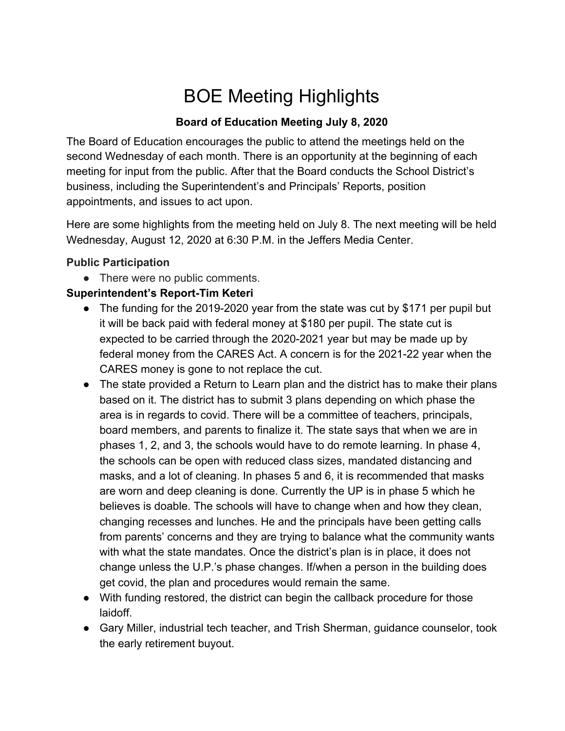# BOE Meeting Highlights

**Board of Education Meeting July 8, 2020**

The Board of Education encourages the public to attend the meetings held on the second Wednesday of each month. There is an opportunity at the beginning of each meeting for input from the public. After that the Board conducts the School District's business, including the Superintendent's and Principals' Reports, position appointments, and issues to act upon.

Here are some highlights from the meeting held on July 8. The next meeting will be held Wednesday, August 12, 2020 at 6:30 P.M. in the Jeffers Media Center.

### Public Participation

- There were no public comments.

### Superintendent's Report-Tim Keteri

- The funding for the 2019-2020 year from the state was cut by $171 per pupil but it will be back paid with federal money at $180 per pupil. The state cut is expected to be carried through the 2020-2021 year but may be made up by federal money from the CARES Act. A concern is for the 2021-22 year when the CARES money is gone to not replace the cut.
- The state provided a Return to Learn plan and the district has to make their plans based on it. The district has to submit 3 plans depending on which phase the area is in regards to covid. There will be a committee of teachers, principals, board members, and parents to finalize it. The state says that when we are in phases 1, 2, and 3, the schools would have to do remote learning. In phase 4, the schools can be open with reduced class sizes, mandated distancing and masks, and a lot of cleaning. In phases 5 and 6, it is recommended that masks are worn and deep cleaning is done. Currently the UP is in phase 5 which he believes is doable. The schools will have to change when and how they clean, changing recesses and lunches. He and the principals have been getting calls from parents' concerns and they are trying to balance what the community wants with what the state mandates. Once the district's plan is in place, it does not change unless the U.P.'s phase changes. If/when a person in the building does get covid, the plan and procedures would remain the same.
- With funding restored, the district can begin the callback procedure for those laidoff.
- Gary Miller, industrial tech teacher, and Trish Sherman, guidance counselor, took the early retirement buyout.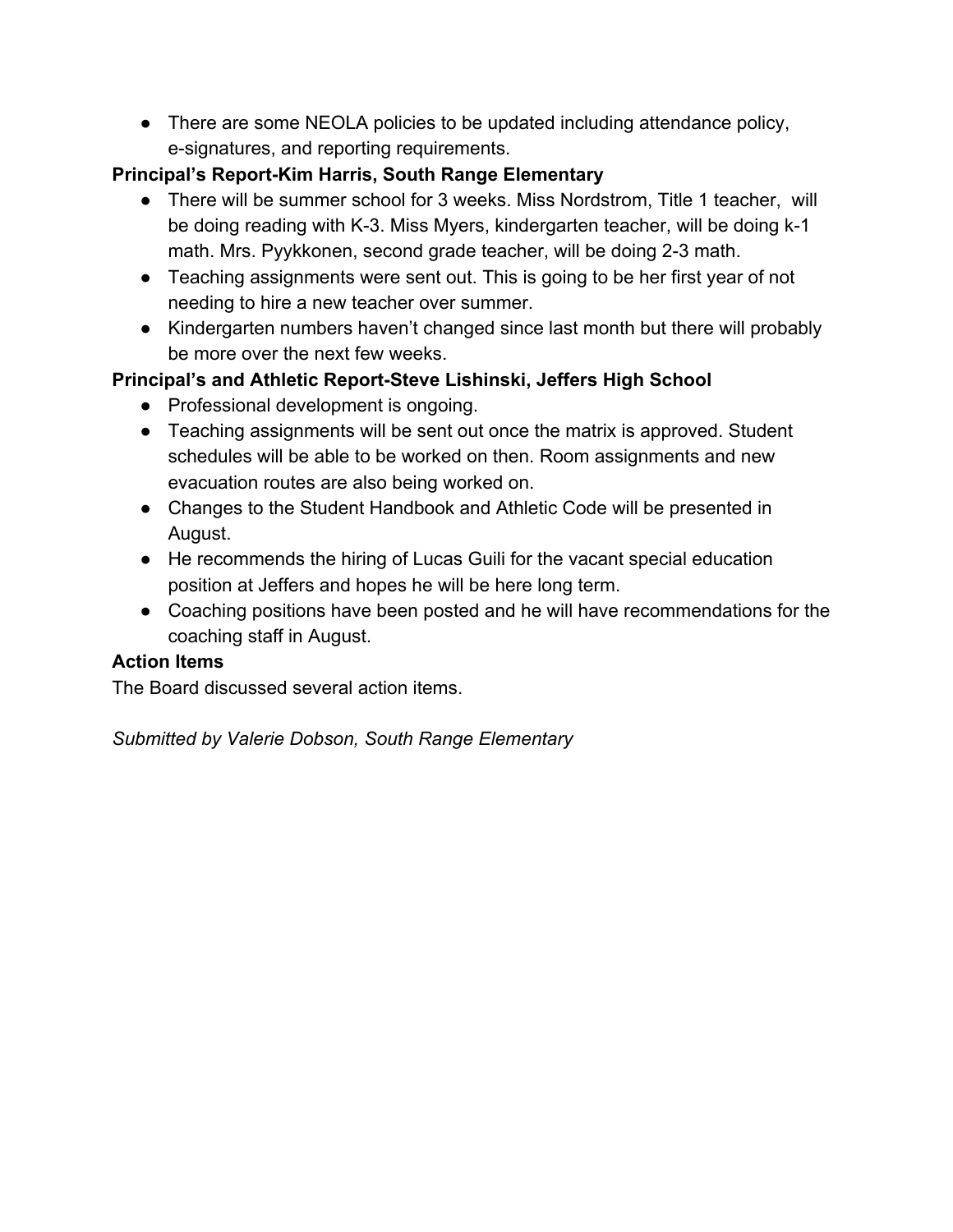- There are some NEOLA policies to be updated including attendance policy, e-signatures, and reporting requirements.

**Principal's Report-Kim Harris, South Range Elementary**

- There will be summer school for 3 weeks. Miss Nordstrom, Title 1 teacher, will be doing reading with K-3. Miss Myers, kindergarten teacher, will be doing k-1 math. Mrs. Pyykkonen, second grade teacher, will be doing 2-3 math.
- Teaching assignments were sent out. This is going to be her first year of not needing to hire a new teacher over summer.
- Kindergarten numbers haven't changed since last month but there will probably be more over the next few weeks.

**Principal's and Athletic Report-Steve Lishinski, Jeffers High School**

- Professional development is ongoing.
- Teaching assignments will be sent out once the matrix is approved. Student schedules will be able to be worked on then. Room assignments and new evacuation routes are also being worked on.
- Changes to the Student Handbook and Athletic Code will be presented in August.
- He recommends the hiring of Lucas Guili for the vacant special education position at Jeffers and hopes he will be here long term.
- Coaching positions have been posted and he will have recommendations for the coaching staff in August.

**Action Items**

The Board discussed several action items.

*Submitted by Valerie Dobson, South Range Elementary*